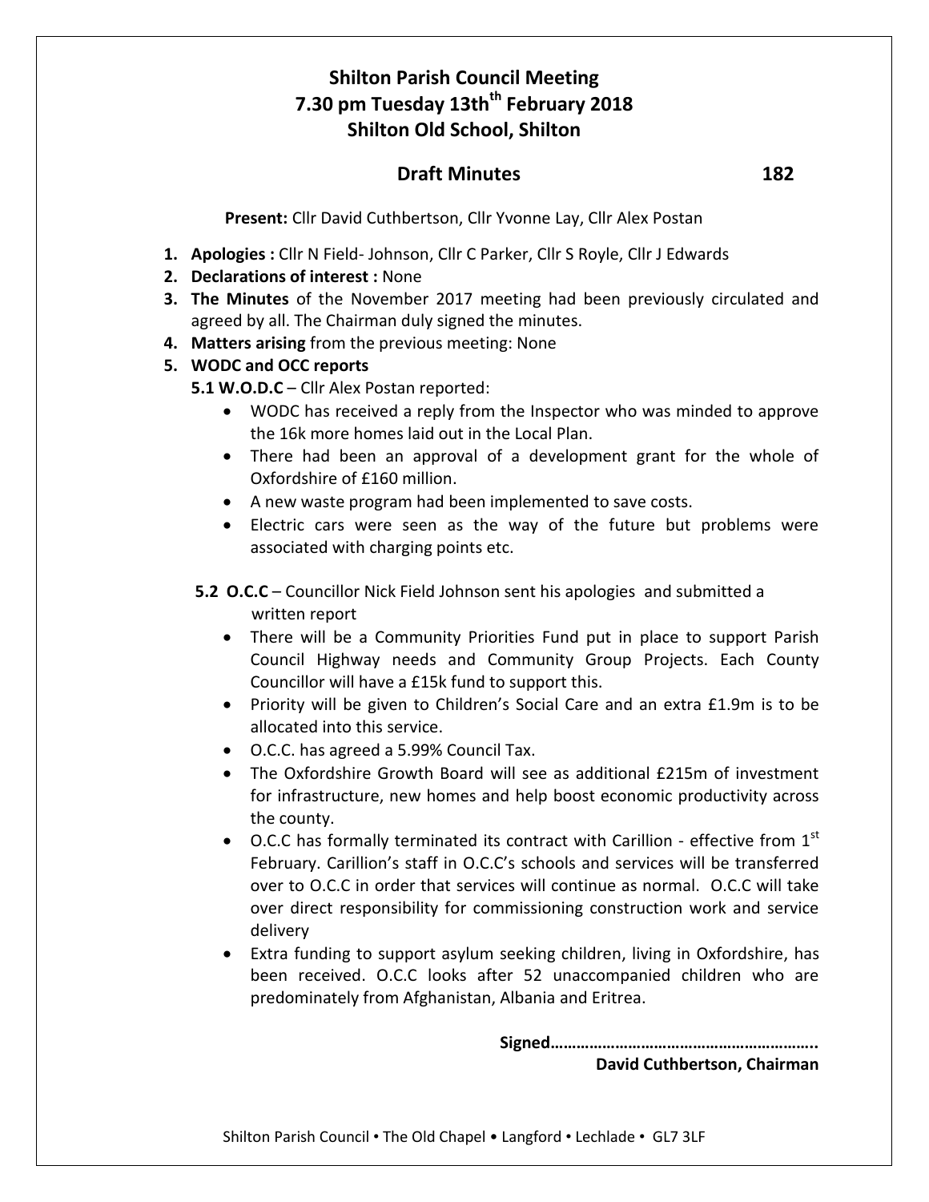# Shilton Parish Council Meeting
# 7.30 pm Tuesday 13th February 2018
# Shilton Old School, Shilton

## Draft Minutes 182

**Present:** Cllr David Cuthbertson, Cllr Yvonne Lay, Cllr Alex Postan

1. **Apologies :** Cllr N Field- Johnson, Cllr C Parker, Cllr S Royle, Cllr J Edwards
2. **Declarations of interest :** None
3. **The Minutes** of the November 2017 meeting had been previously circulated and agreed by all. The Chairman duly signed the minutes.
4. **Matters arising** from the previous meeting: None
5. **WODC and OCC reports**

   **5.1 W.O.D.C** – Cllr Alex Postan reported:
   - WODC has received a reply from the Inspector who was minded to approve the 16k more homes laid out in the Local Plan.
   - There had been an approval of a development grant for the whole of Oxfordshire of £160 million.
   - A new waste program had been implemented to save costs.
   - Electric cars were seen as the way of the future but problems were associated with charging points etc.

   **5.2 O.C.C** – Councillor Nick Field Johnson sent his apologies and submitted a written report
   - There will be a Community Priorities Fund put in place to support Parish Council Highway needs and Community Group Projects. Each County Councillor will have a £15k fund to support this.
   - Priority will be given to Children's Social Care and an extra £1.9m is to be allocated into this service.
   - O.C.C. has agreed a 5.99% Council Tax.
   - The Oxfordshire Growth Board will see as additional £215m of investment for infrastructure, new homes and help boost economic productivity across the county.
   - O.C.C has formally terminated its contract with Carillion - effective from 1st February. Carillion's staff in O.C.C's schools and services will be transferred over to O.C.C in order that services will continue as normal. O.C.C will take over direct responsibility for commissioning construction work and service delivery
   - Extra funding to support asylum seeking children, living in Oxfordshire, has been received. O.C.C looks after 52 unaccompanied children who are predominately from Afghanistan, Albania and Eritrea.

**Signed…………………………………………………..**
**David Cuthbertson, Chairman**

Shilton Parish Council • The Old Chapel • Langford • Lechlade • GL7 3LF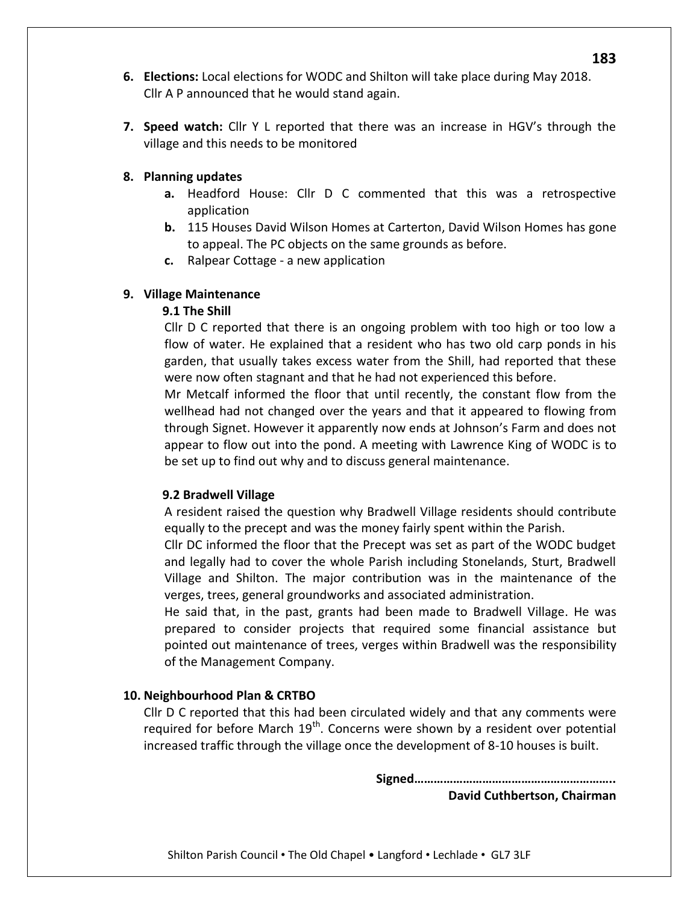6. **Elections:** Local elections for WODC and Shilton will take place during May 2018. Cllr A P announced that he would stand again.

7. **Speed watch:** Cllr Y L reported that there was an increase in HGV's through the village and this needs to be monitored

8. **Planning updates**
    - **a.** Headford House: Cllr D C commented that this was a retrospective application
    - **b.** 115 Houses David Wilson Homes at Carterton, David Wilson Homes has gone to appeal. The PC objects on the same grounds as before.
    - **c.** Ralpear Cottage - a new application

9. **Village Maintenance**

**9.1 The Shill**

Cllr D C reported that there is an ongoing problem with too high or too low a flow of water. He explained that a resident who has two old carp ponds in his garden, that usually takes excess water from the Shill, had reported that these were now often stagnant and that he had not experienced this before.

Mr Metcalf informed the floor that until recently, the constant flow from the wellhead had not changed over the years and that it appeared to flowing from through Signet. However it apparently now ends at Johnson's Farm and does not appear to flow out into the pond. A meeting with Lawrence King of WODC is to be set up to find out why and to discuss general maintenance.

**9.2 Bradwell Village**

A resident raised the question why Bradwell Village residents should contribute equally to the precept and was the money fairly spent within the Parish.

Cllr DC informed the floor that the Precept was set as part of the WODC budget and legally had to cover the whole Parish including Stonelands, Sturt, Bradwell Village and Shilton. The major contribution was in the maintenance of the verges, trees, general groundworks and associated administration.

He said that, in the past, grants had been made to Bradwell Village. He was prepared to consider projects that required some financial assistance but pointed out maintenance of trees, verges within Bradwell was the responsibility of the Management Company.

10. **Neighbourhood Plan & CRTBO**

Cllr D C reported that this had been circulated widely and that any comments were required for before March 19th. Concerns were shown by a resident over potential increased traffic through the village once the development of 8-10 houses is built.

**Signed…………………………………………………..**

**David Cuthbertson, Chairman**

Shilton Parish Council • The Old Chapel • Langford • Lechlade • GL7 3LF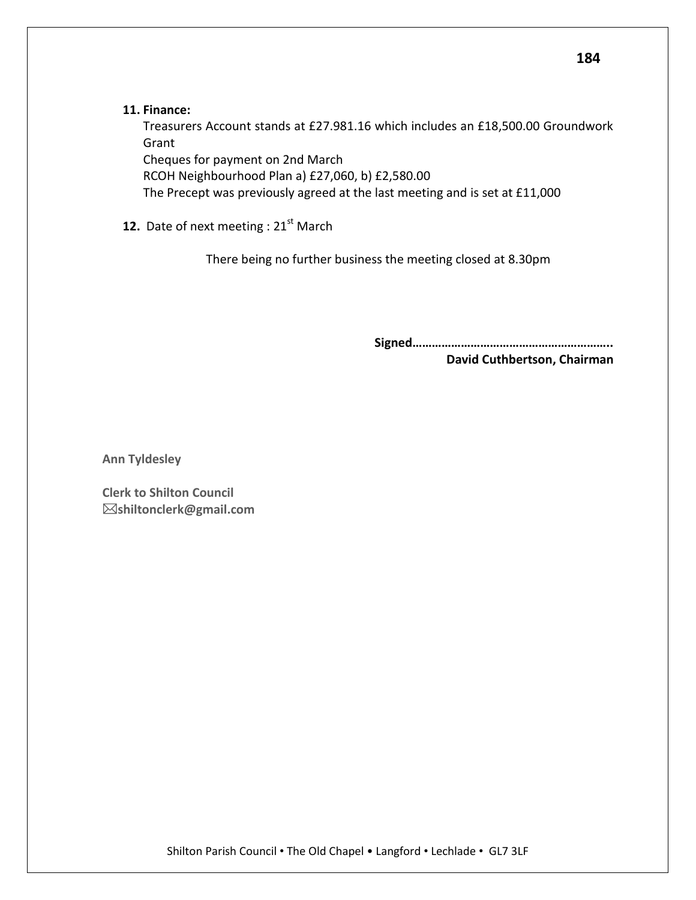**11. Finance:**

Treasurers Account stands at £27.981.16 which includes an £18,500.00 Groundwork Grant
Cheques for payment on 2nd March
RCOH Neighbourhood Plan a) £27,060, b) £2,580.00
The Precept was previously agreed at the last meeting and is set at £11,000

**12.** Date of next meeting : 21st March

There being no further business the meeting closed at 8.30pm

**Signed…………………………………………………..**
**David Cuthbertson, Chairman**

**Ann Tyldesley**

**Clerk to Shilton Council**
**✉shiltonclerk@gmail.com**

Shilton Parish Council • The Old Chapel • Langford • Lechlade • GL7 3LF